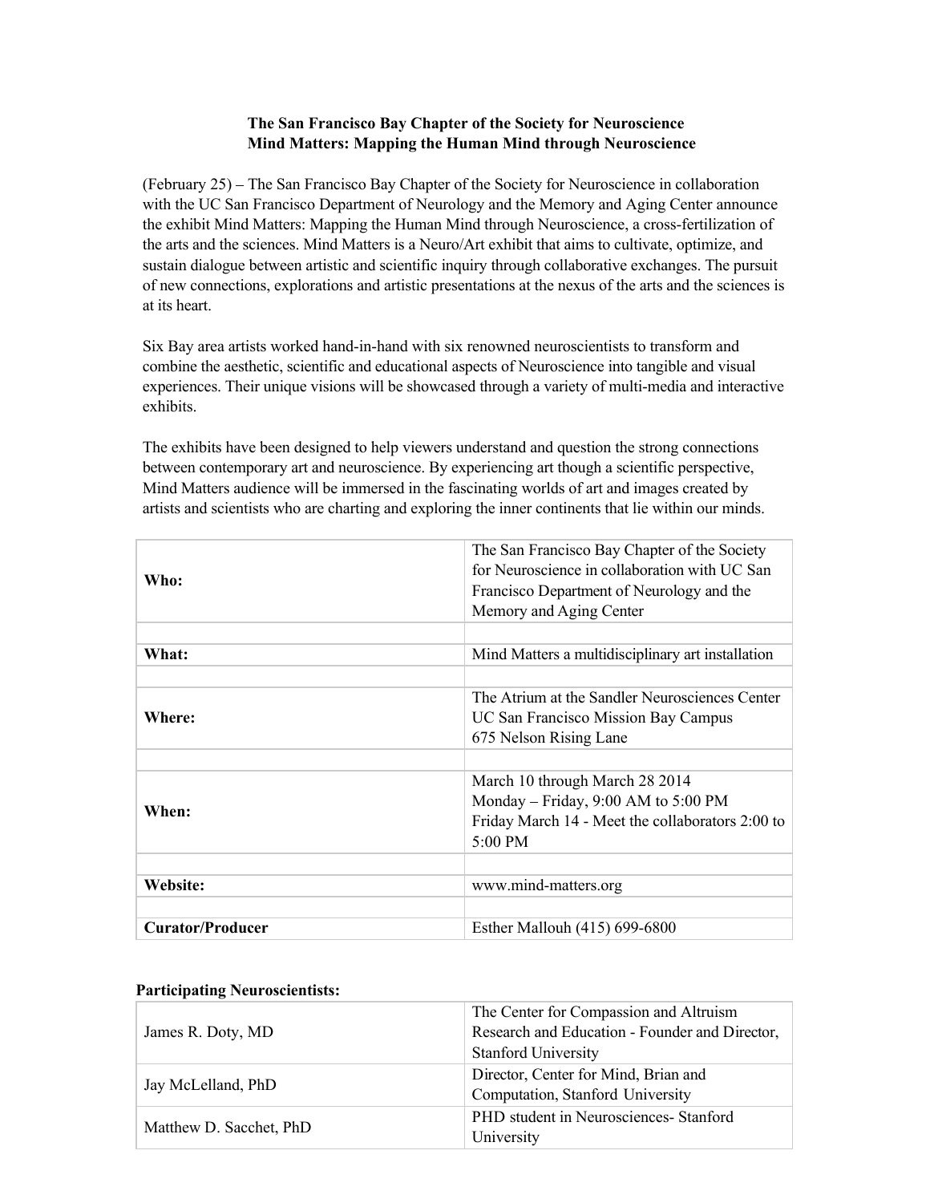**The San Francisco Bay Chapter of the Society for Neuroscience**
**Mind Matters: Mapping the Human Mind through Neuroscience**

(February 25) – The San Francisco Bay Chapter of the Society for Neuroscience in collaboration with the UC San Francisco Department of Neurology and the Memory and Aging Center announce the exhibit Mind Matters: Mapping the Human Mind through Neuroscience, a cross-fertilization of the arts and the sciences. Mind Matters is a Neuro/Art exhibit that aims to cultivate, optimize, and sustain dialogue between artistic and scientific inquiry through collaborative exchanges. The pursuit of new connections, explorations and artistic presentations at the nexus of the arts and the sciences is at its heart.

Six Bay area artists worked hand-in-hand with six renowned neuroscientists to transform and combine the aesthetic, scientific and educational aspects of Neuroscience into tangible and visual experiences. Their unique visions will be showcased through a variety of multi-media and interactive exhibits.

The exhibits have been designed to help viewers understand and question the strong connections between contemporary art and neuroscience. By experiencing art though a scientific perspective, Mind Matters audience will be immersed in the fascinating worlds of art and images created by artists and scientists who are charting and exploring the inner continents that lie within our minds.

| | |
|---|---|
| **Who:** | The San Francisco Bay Chapter of the Society for Neuroscience in collaboration with UC San Francisco Department of Neurology and the Memory and Aging Center |
| | |
| **What:** | Mind Matters a multidisciplinary art installation |
| | |
| **Where:** | The Atrium at the Sandler Neurosciences Center<br>UC San Francisco Mission Bay Campus<br>675 Nelson Rising Lane |
| | |
| **When:** | March 10 through March 28 2014<br>Monday – Friday, 9:00 AM to 5:00 PM<br>Friday March 14 - Meet the collaborators 2:00 to 5:00 PM |
| | |
| **Website:** | www.mind-matters.org |
| | |
| **Curator/Producer** | Esther Mallouh (415) 699-6800 |

**Participating Neuroscientists:**

| | |
|---|---|
| James R. Doty, MD | The Center for Compassion and Altruism Research and Education - Founder and Director, Stanford University |
| Jay McLelland, PhD | Director, Center for Mind, Brian and Computation, Stanford University |
| Matthew D. Sacchet, PhD | PHD student in Neurosciences- Stanford University |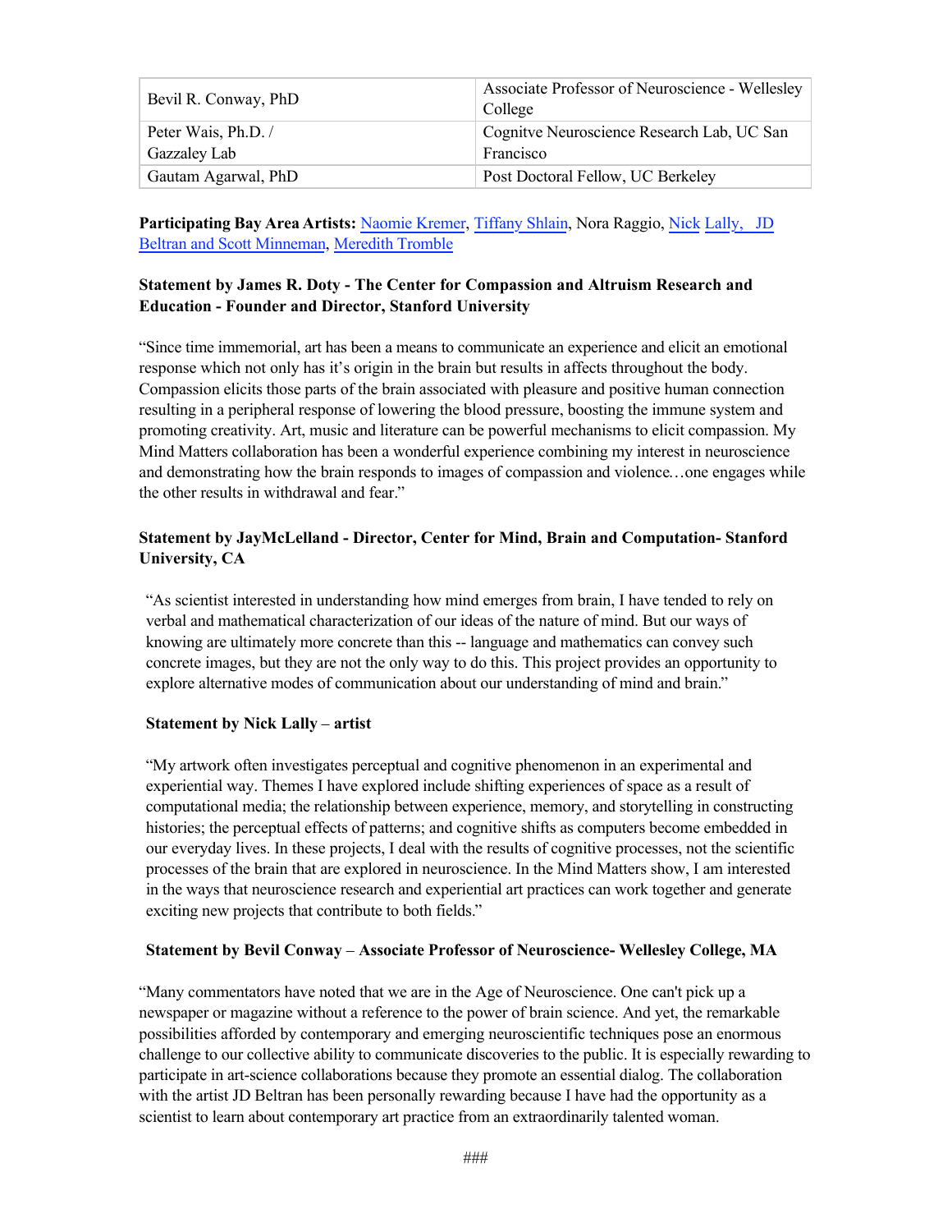| | |
|---|---|
| Bevil R. Conway, PhD | Associate Professor of Neuroscience - Wellesley College |
| Peter Wais, Ph.D. / Gazzaley Lab | Cognitve Neuroscience Research Lab, UC San Francisco |
| Gautam Agarwal, PhD | Post Doctoral Fellow, UC Berkeley |

**Participating Bay Area Artists:** Naomie Kremer, Tiffany Shlain, Nora Raggio, Nick Lally, JD Beltran and Scott Minneman, Meredith Tromble

**Statement by James R. Doty - The Center for Compassion and Altruism Research and Education - Founder and Director, Stanford University**

"Since time immemorial, art has been a means to communicate an experience and elicit an emotional response which not only has it's origin in the brain but results in affects throughout the body. Compassion elicits those parts of the brain associated with pleasure and positive human connection resulting in a peripheral response of lowering the blood pressure, boosting the immune system and promoting creativity. Art, music and literature can be powerful mechanisms to elicit compassion. My Mind Matters collaboration has been a wonderful experience combining my interest in neuroscience and demonstrating how the brain responds to images of compassion and violence…one engages while the other results in withdrawal and fear."

**Statement by JayMcLelland - Director, Center for Mind, Brain and Computation- Stanford University, CA**

"As scientist interested in understanding how mind emerges from brain, I have tended to rely on verbal and mathematical characterization of our ideas of the nature of mind. But our ways of knowing are ultimately more concrete than this -- language and mathematics can convey such concrete images, but they are not the only way to do this. This project provides an opportunity to explore alternative modes of communication about our understanding of mind and brain."

**Statement by Nick Lally – artist**

"My artwork often investigates perceptual and cognitive phenomenon in an experimental and experiential way. Themes I have explored include shifting experiences of space as a result of computational media; the relationship between experience, memory, and storytelling in constructing histories; the perceptual effects of patterns; and cognitive shifts as computers become embedded in our everyday lives. In these projects, I deal with the results of cognitive processes, not the scientific processes of the brain that are explored in neuroscience. In the Mind Matters show, I am interested in the ways that neuroscience research and experiential art practices can work together and generate exciting new projects that contribute to both fields."

**Statement by Bevil Conway – Associate Professor of Neuroscience- Wellesley College, MA**

"Many commentators have noted that we are in the Age of Neuroscience. One can't pick up a newspaper or magazine without a reference to the power of brain science. And yet, the remarkable possibilities afforded by contemporary and emerging neuroscientific techniques pose an enormous challenge to our collective ability to communicate discoveries to the public. It is especially rewarding to participate in art-science collaborations because they promote an essential dialog. The collaboration with the artist JD Beltran has been personally rewarding because I have had the opportunity as a scientist to learn about contemporary art practice from an extraordinarily talented woman.

###